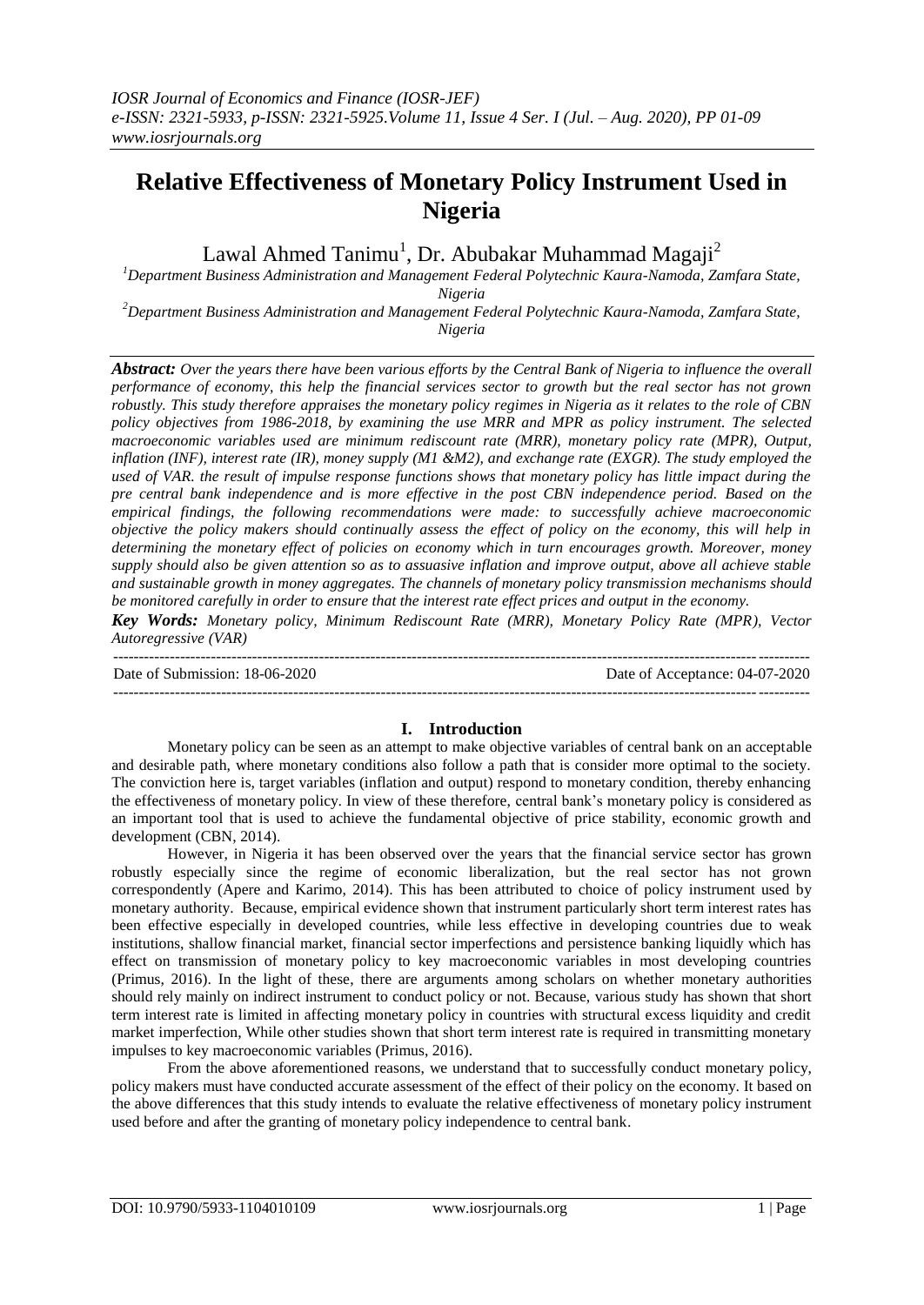# Relative Effectiveness of Monetary Policy Instrument Used in Nigeria

Lawal Ahmed Tanimu[1], Dr. Abubakar Muhammad Magaji[2]

[1]*Department Business Administration and Management Federal Polytechnic Kaura-Namoda, Zamfara State, Nigeria*

[2]*Department Business Administration and Management Federal Polytechnic Kaura-Namoda, Zamfara State, Nigeria*

***Abstract:*** *Over the years there have been various efforts by the Central Bank of Nigeria to influence the overall performance of economy, this help the financial services sector to growth but the real sector has not grown robustly. This study therefore appraises the monetary policy regimes in Nigeria as it relates to the role of CBN policy objectives from 1986-2018, by examining the use MRR and MPR as policy instrument. The selected macroeconomic variables used are minimum rediscount rate (MRR), monetary policy rate (MPR), Output, inflation (INF), interest rate (IR), money supply (M1 &M2), and exchange rate (EXGR). The study employed the used of VAR. the result of impulse response functions shows that monetary policy has little impact during the pre central bank independence and is more effective in the post CBN independence period. Based on the empirical findings, the following recommendations were made: to successfully achieve macroeconomic objective the policy makers should continually assess the effect of policy on the economy, this will help in determining the monetary effect of policies on economy which in turn encourages growth. Moreover, money supply should also be given attention so as to assuasive inflation and improve output, above all achieve stable and sustainable growth in money aggregates. The channels of monetary policy transmission mechanisms should be monitored carefully in order to ensure that the interest rate effect prices and output in the economy.*

***Key Words:*** *Monetary policy, Minimum Rediscount Rate (MRR), Monetary Policy Rate (MPR), Vector Autoregressive (VAR)*

---

Date of Submission: 18-06-2020 | Date of Acceptance: 04-07-2020

---

## I. Introduction

Monetary policy can be seen as an attempt to make objective variables of central bank on an acceptable and desirable path, where monetary conditions also follow a path that is consider more optimal to the society. The conviction here is, target variables (inflation and output) respond to monetary condition, thereby enhancing the effectiveness of monetary policy. In view of these therefore, central bank's monetary policy is considered as an important tool that is used to achieve the fundamental objective of price stability, economic growth and development (CBN, 2014).

However, in Nigeria it has been observed over the years that the financial service sector has grown robustly especially since the regime of economic liberalization, but the real sector has not grown correspondently (Apere and Karimo, 2014). This has been attributed to choice of policy instrument used by monetary authority. Because, empirical evidence shown that instrument particularly short term interest rates has been effective especially in developed countries, while less effective in developing countries due to weak institutions, shallow financial market, financial sector imperfections and persistence banking liquidly which has effect on transmission of monetary policy to key macroeconomic variables in most developing countries (Primus, 2016). In the light of these, there are arguments among scholars on whether monetary authorities should rely mainly on indirect instrument to conduct policy or not. Because, various study has shown that short term interest rate is limited in affecting monetary policy in countries with structural excess liquidity and credit market imperfection, While other studies shown that short term interest rate is required in transmitting monetary impulses to key macroeconomic variables (Primus, 2016).

From the above aforementioned reasons, we understand that to successfully conduct monetary policy, policy makers must have conducted accurate assessment of the effect of their policy on the economy. It based on the above differences that this study intends to evaluate the relative effectiveness of monetary policy instrument used before and after the granting of monetary policy independence to central bank.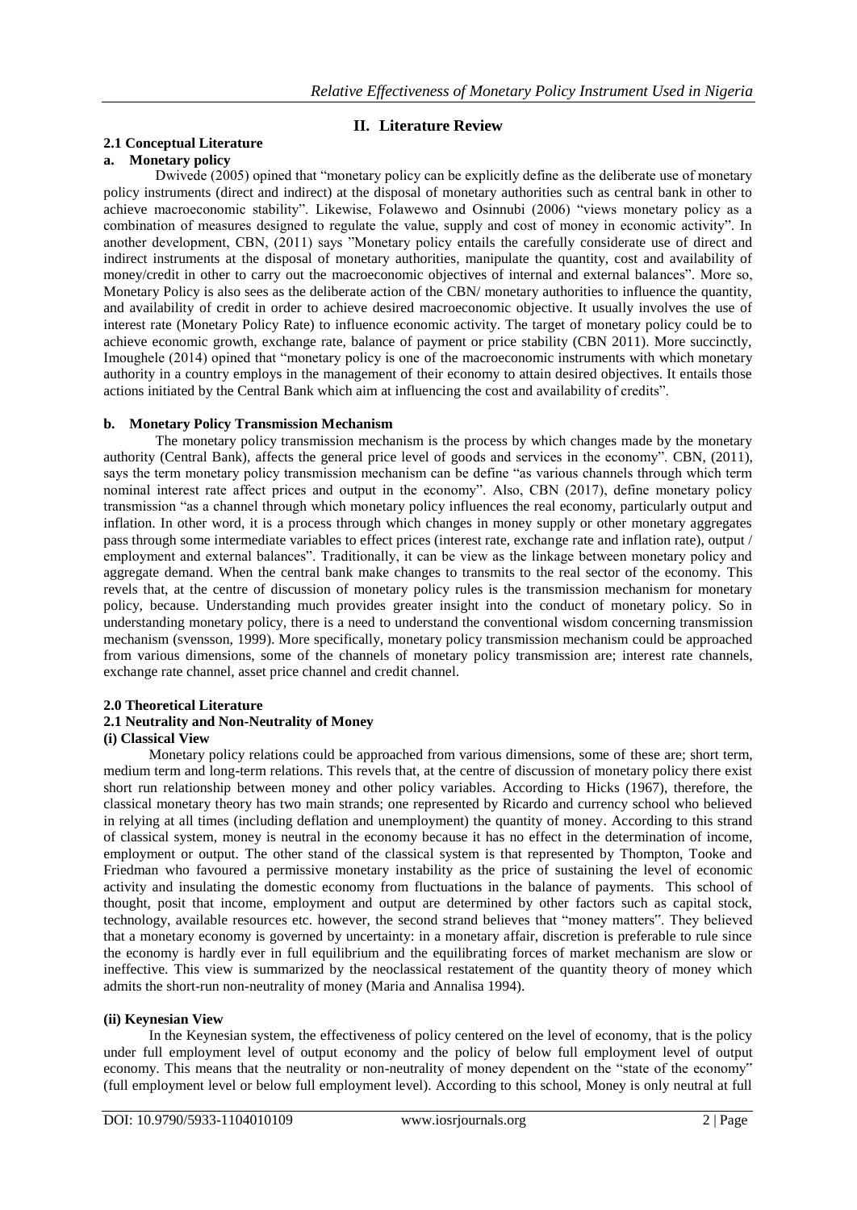## II. Literature Review

### 2.1 Conceptual Literature

#### a. Monetary policy

Dwivede (2005) opined that "monetary policy can be explicitly define as the deliberate use of monetary policy instruments (direct and indirect) at the disposal of monetary authorities such as central bank in other to achieve macroeconomic stability". Likewise, Folawewo and Osinnubi (2006) "views monetary policy as a combination of measures designed to regulate the value, supply and cost of money in economic activity". In another development, CBN, (2011) says "Monetary policy entails the carefully considerate use of direct and indirect instruments at the disposal of monetary authorities, manipulate the quantity, cost and availability of money/credit in other to carry out the macroeconomic objectives of internal and external balances". More so, Monetary Policy is also sees as the deliberate action of the CBN/ monetary authorities to influence the quantity, and availability of credit in order to achieve desired macroeconomic objective. It usually involves the use of interest rate (Monetary Policy Rate) to influence economic activity. The target of monetary policy could be to achieve economic growth, exchange rate, balance of payment or price stability (CBN 2011). More succinctly, Imoughele (2014) opined that "monetary policy is one of the macroeconomic instruments with which monetary authority in a country employs in the management of their economy to attain desired objectives. It entails those actions initiated by the Central Bank which aim at influencing the cost and availability of credits".

#### b. Monetary Policy Transmission Mechanism

The monetary policy transmission mechanism is the process by which changes made by the monetary authority (Central Bank), affects the general price level of goods and services in the economy". CBN, (2011), says the term monetary policy transmission mechanism can be define "as various channels through which term nominal interest rate affect prices and output in the economy". Also, CBN (2017), define monetary policy transmission "as a channel through which monetary policy influences the real economy, particularly output and inflation. In other word, it is a process through which changes in money supply or other monetary aggregates pass through some intermediate variables to effect prices (interest rate, exchange rate and inflation rate), output / employment and external balances". Traditionally, it can be view as the linkage between monetary policy and aggregate demand. When the central bank make changes to transmits to the real sector of the economy. This revels that, at the centre of discussion of monetary policy rules is the transmission mechanism for monetary policy, because. Understanding much provides greater insight into the conduct of monetary policy. So in understanding monetary policy, there is a need to understand the conventional wisdom concerning transmission mechanism (svensson, 1999). More specifically, monetary policy transmission mechanism could be approached from various dimensions, some of the channels of monetary policy transmission are; interest rate channels, exchange rate channel, asset price channel and credit channel.

### 2.0 Theoretical Literature

### 2.1 Neutrality and Non-Neutrality of Money

#### (i) Classical View

Monetary policy relations could be approached from various dimensions, some of these are; short term, medium term and long-term relations. This revels that, at the centre of discussion of monetary policy there exist short run relationship between money and other policy variables. According to Hicks (1967), therefore, the classical monetary theory has two main strands; one represented by Ricardo and currency school who believed in relying at all times (including deflation and unemployment) the quantity of money. According to this strand of classical system, money is neutral in the economy because it has no effect in the determination of income, employment or output. The other stand of the classical system is that represented by Thompton, Tooke and Friedman who favoured a permissive monetary instability as the price of sustaining the level of economic activity and insulating the domestic economy from fluctuations in the balance of payments. This school of thought, posit that income, employment and output are determined by other factors such as capital stock, technology, available resources etc. however, the second strand believes that "money matters". They believed that a monetary economy is governed by uncertainty: in a monetary affair, discretion is preferable to rule since the economy is hardly ever in full equilibrium and the equilibrating forces of market mechanism are slow or ineffective. This view is summarized by the neoclassical restatement of the quantity theory of money which admits the short-run non-neutrality of money (Maria and Annalisa 1994).

#### (ii) Keynesian View

In the Keynesian system, the effectiveness of policy centered on the level of economy, that is the policy under full employment level of output economy and the policy of below full employment level of output economy. This means that the neutrality or non-neutrality of money dependent on the "state of the economy" (full employment level or below full employment level). According to this school, Money is only neutral at full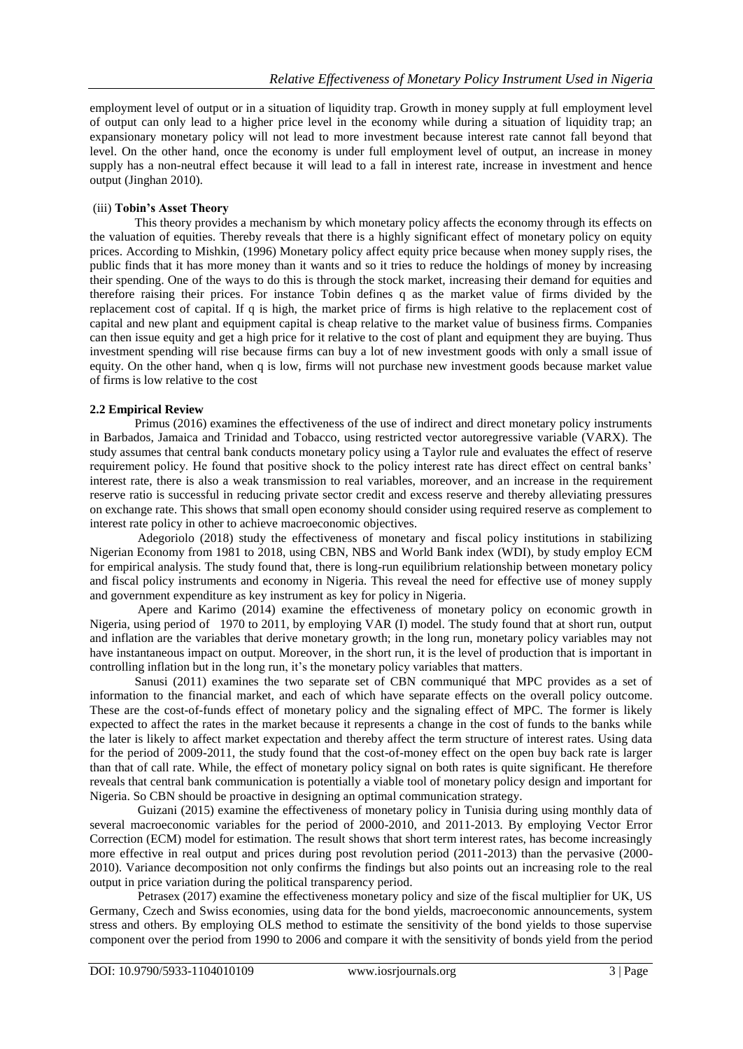employment level of output or in a situation of liquidity trap. Growth in money supply at full employment level of output can only lead to a higher price level in the economy while during a situation of liquidity trap; an expansionary monetary policy will not lead to more investment because interest rate cannot fall beyond that level. On the other hand, once the economy is under full employment level of output, an increase in money supply has a non-neutral effect because it will lead to a fall in interest rate, increase in investment and hence output (Jinghan 2010).

(iii) **Tobin's Asset Theory**

This theory provides a mechanism by which monetary policy affects the economy through its effects on the valuation of equities. Thereby reveals that there is a highly significant effect of monetary policy on equity prices. According to Mishkin, (1996) Monetary policy affect equity price because when money supply rises, the public finds that it has more money than it wants and so it tries to reduce the holdings of money by increasing their spending. One of the ways to do this is through the stock market, increasing their demand for equities and therefore raising their prices. For instance Tobin defines q as the market value of firms divided by the replacement cost of capital. If q is high, the market price of firms is high relative to the replacement cost of capital and new plant and equipment capital is cheap relative to the market value of business firms. Companies can then issue equity and get a high price for it relative to the cost of plant and equipment they are buying. Thus investment spending will rise because firms can buy a lot of new investment goods with only a small issue of equity. On the other hand, when q is low, firms will not purchase new investment goods because market value of firms is low relative to the cost

### 2.2 Empirical Review

Primus (2016) examines the effectiveness of the use of indirect and direct monetary policy instruments in Barbados, Jamaica and Trinidad and Tobacco, using restricted vector autoregressive variable (VARX). The study assumes that central bank conducts monetary policy using a Taylor rule and evaluates the effect of reserve requirement policy. He found that positive shock to the policy interest rate has direct effect on central banks' interest rate, there is also a weak transmission to real variables, moreover, and an increase in the requirement reserve ratio is successful in reducing private sector credit and excess reserve and thereby alleviating pressures on exchange rate. This shows that small open economy should consider using required reserve as complement to interest rate policy in other to achieve macroeconomic objectives.

Adegoriolo (2018) study the effectiveness of monetary and fiscal policy institutions in stabilizing Nigerian Economy from 1981 to 2018, using CBN, NBS and World Bank index (WDI), by study employ ECM for empirical analysis. The study found that, there is long-run equilibrium relationship between monetary policy and fiscal policy instruments and economy in Nigeria. This reveal the need for effective use of money supply and government expenditure as key instrument as key for policy in Nigeria.

Apere and Karimo (2014) examine the effectiveness of monetary policy on economic growth in Nigeria, using period of 1970 to 2011, by employing VAR (I) model. The study found that at short run, output and inflation are the variables that derive monetary growth; in the long run, monetary policy variables may not have instantaneous impact on output. Moreover, in the short run, it is the level of production that is important in controlling inflation but in the long run, it's the monetary policy variables that matters.

Sanusi (2011) examines the two separate set of CBN communiqué that MPC provides as a set of information to the financial market, and each of which have separate effects on the overall policy outcome. These are the cost-of-funds effect of monetary policy and the signaling effect of MPC. The former is likely expected to affect the rates in the market because it represents a change in the cost of funds to the banks while the later is likely to affect market expectation and thereby affect the term structure of interest rates. Using data for the period of 2009-2011, the study found that the cost-of-money effect on the open buy back rate is larger than that of call rate. While, the effect of monetary policy signal on both rates is quite significant. He therefore reveals that central bank communication is potentially a viable tool of monetary policy design and important for Nigeria. So CBN should be proactive in designing an optimal communication strategy.

Guizani (2015) examine the effectiveness of monetary policy in Tunisia during using monthly data of several macroeconomic variables for the period of 2000-2010, and 2011-2013. By employing Vector Error Correction (ECM) model for estimation. The result shows that short term interest rates, has become increasingly more effective in real output and prices during post revolution period (2011-2013) than the pervasive (2000-2010). Variance decomposition not only confirms the findings but also points out an increasing role to the real output in price variation during the political transparency period.

Petrasex (2017) examine the effectiveness monetary policy and size of the fiscal multiplier for UK, US Germany, Czech and Swiss economies, using data for the bond yields, macroeconomic announcements, system stress and others. By employing OLS method to estimate the sensitivity of the bond yields to those supervise component over the period from 1990 to 2006 and compare it with the sensitivity of bonds yield from the period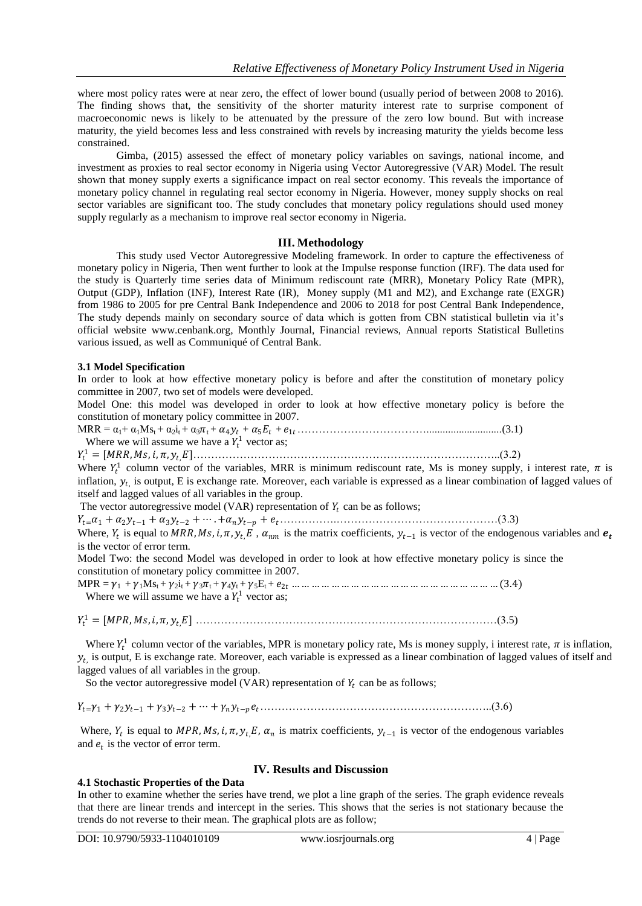where most policy rates were at near zero, the effect of lower bound (usually period of between 2008 to 2016). The finding shows that, the sensitivity of the shorter maturity interest rate to surprise component of macroeconomic news is likely to be attenuated by the pressure of the zero low bound. But with increase maturity, the yield becomes less and less constrained with revels by increasing maturity the yields become less constrained.

Gimba, (2015) assessed the effect of monetary policy variables on savings, national income, and investment as proxies to real sector economy in Nigeria using Vector Autoregressive (VAR) Model. The result shown that money supply exerts a significance impact on real sector economy. This reveals the importance of monetary policy channel in regulating real sector economy in Nigeria. However, money supply shocks on real sector variables are significant too. The study concludes that monetary policy regulations should used money supply regularly as a mechanism to improve real sector economy in Nigeria.

## III. Methodology

This study used Vector Autoregressive Modeling framework. In order to capture the effectiveness of monetary policy in Nigeria, Then went further to look at the Impulse response function (IRF). The data used for the study is Quarterly time series data of Minimum rediscount rate (MRR), Monetary Policy Rate (MPR), Output (GDP), Inflation (INF), Interest Rate (IR), Money supply (M1 and M2), and Exchange rate (EXGR) from 1986 to 2005 for pre Central Bank Independence and 2006 to 2018 for post Central Bank Independence, The study depends mainly on secondary source of data which is gotten from CBN statistical bulletin via it's official website www.cenbank.org, Monthly Journal, Financial reviews, Annual reports Statistical Bulletins various issued, as well as Communiqué of Central Bank.

### 3.1 Model Specification

In order to look at how effective monetary policy is before and after the constitution of monetary policy committee in 2007, two set of models were developed.

Model One: this model was developed in order to look at how effective monetary policy is before the constitution of monetary policy committee in 2007.

$$MRR = \alpha_1 + \alpha_1 Ms_t + \alpha_2 i_t + \alpha_3 \pi_t + \alpha_4 y_t + \alpha_5 E_t + e_{1t} \quad (3.1)$$

Where we will assume we have a $Y_t^1$ vector as;

$$Y_t^1 = [MRR, Ms, i, \pi, y_t, E] \quad (3.2)$$

Where $Y_t^1$ column vector of the variables, MRR is minimum rediscount rate, Ms is money supply, i interest rate, $\pi$ is inflation, $y_t$, is output, E is exchange rate. Moreover, each variable is expressed as a linear combination of lagged values of itself and lagged values of all variables in the group.

The vector autoregressive model (VAR) representation of $Y_t$ can be as follows;

$$Y_t = \alpha_1 + \alpha_2 y_{t-1} + \alpha_3 y_{t-2} + \cdots + \alpha_n y_{t-p} + e_t \quad (3.3)$$

Where, $Y_t$ is equal to $MRR, Ms, i, \pi, y_t, E$ , $\alpha_{nm}$ is the matrix coefficients, $y_{t-1}$ is vector of the endogenous variables and $\boldsymbol{e_t}$ is the vector of error term.

Model Two: the second Model was developed in order to look at how effective monetary policy is since the constitution of monetary policy committee in 2007.

$$MPR = \gamma_1 + \gamma_1 Ms_t + \gamma_2 i_t + \gamma_3 \pi_t + \gamma_4 y_t + \gamma_5 E_t + e_{2t} \quad (3.4)$$

Where we will assume we have a $Y_t^1$ vector as;

$$Y_t^1 = [MPR, Ms, i, \pi, y_t, E] \quad (3.5)$$

Where $Y_t^1$ column vector of the variables, MPR is monetary policy rate, Ms is money supply, i interest rate, $\pi$ is inflation, $y_t$, is output, E is exchange rate. Moreover, each variable is expressed as a linear combination of lagged values of itself and lagged values of all variables in the group.

So the vector autoregressive model (VAR) representation of $Y_t$ can be as follows;

$$Y_t = \gamma_1 + \gamma_2 y_{t-1} + \gamma_3 y_{t-2} + \cdots + \gamma_n y_{t-p} e_t \quad (3.6)$$

Where, $Y_t$ is equal to $MPR, Ms, i, \pi, y_t, E$, $\alpha_n$ is matrix coefficients, $y_{t-1}$ is vector of the endogenous variables and $e_t$ is the vector of error term.

## IV. Results and Discussion

### 4.1 Stochastic Properties of the Data

In other to examine whether the series have trend, we plot a line graph of the series. The graph evidence reveals that there are linear trends and intercept in the series. This shows that the series is not stationary because the trends do not reverse to their mean. The graphical plots are as follow;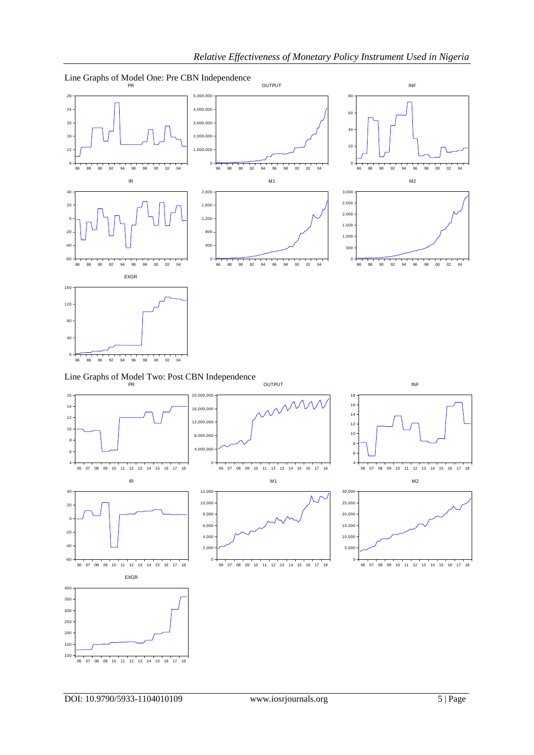Line Graphs of Model One: Pre CBN Independence

Line Graphs of Model Two: Post CBN Independence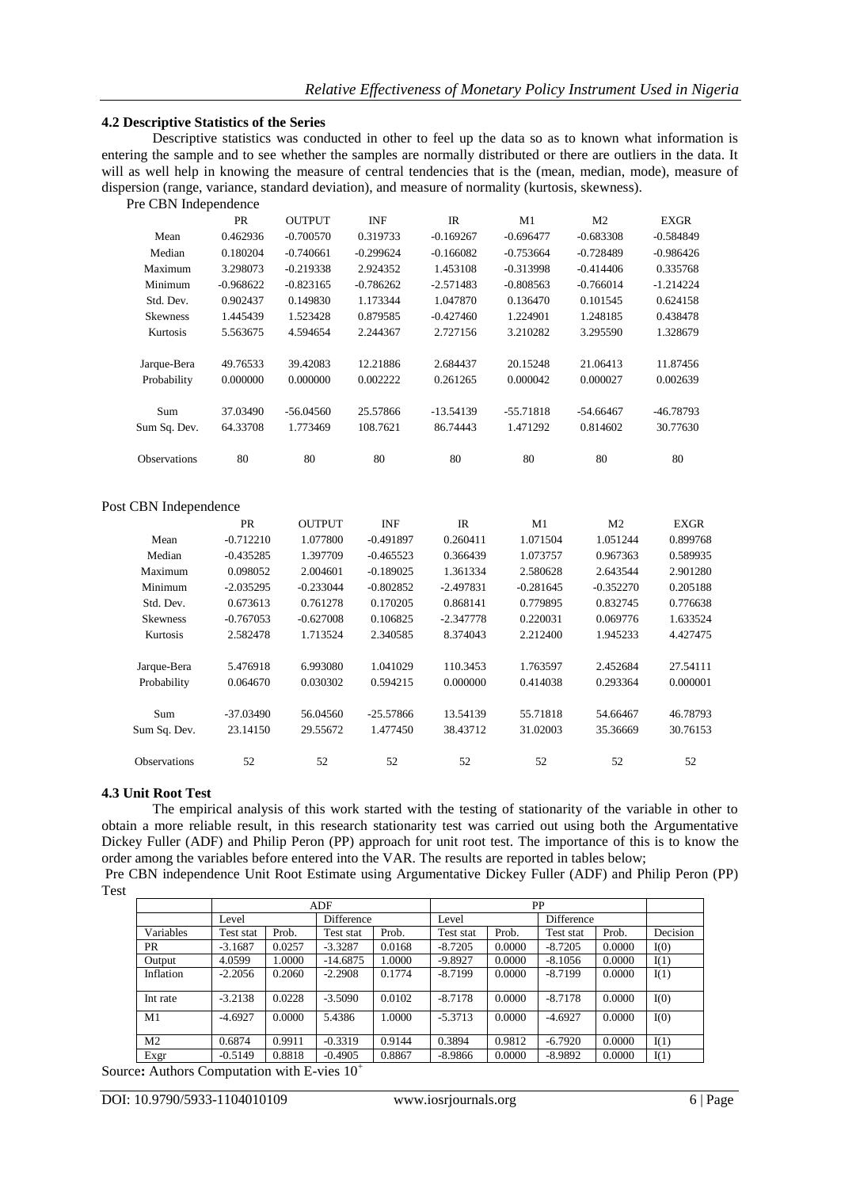### 4.2 Descriptive Statistics of the Series

Descriptive statistics was conducted in other to feel up the data so as to known what information is entering the sample and to see whether the samples are normally distributed or there are outliers in the data. It will as well help in knowing the measure of central tendencies that is the (mean, median, mode), measure of dispersion (range, variance, standard deviation), and measure of normality (kurtosis, skewness).

Pre CBN Independence

| | PR | OUTPUT | INF | IR | M1 | M2 | EXGR |
|---|---|---|---|---|---|---|---|
| Mean | 0.462936 | -0.700570 | 0.319733 | -0.169267 | -0.696477 | -0.683308 | -0.584849 |
| Median | 0.180204 | -0.740661 | -0.299624 | -0.166082 | -0.753664 | -0.728489 | -0.986426 |
| Maximum | 3.298073 | -0.219338 | 2.924352 | 1.453108 | -0.313998 | -0.414406 | 0.335768 |
| Minimum | -0.968622 | -0.823165 | -0.786262 | -2.571483 | -0.808563 | -0.766014 | -1.214224 |
| Std. Dev. | 0.902437 | 0.149830 | 1.173344 | 1.047870 | 0.136470 | 0.101545 | 0.624158 |
| Skewness | 1.445439 | 1.523428 | 0.879585 | -0.427460 | 1.224901 | 1.248185 | 0.438478 |
| Kurtosis | 5.563675 | 4.594654 | 2.244367 | 2.727156 | 3.210282 | 3.295590 | 1.328679 |
| Jarque-Bera | 49.76533 | 39.42083 | 12.21886 | 2.684437 | 20.15248 | 21.06413 | 11.87456 |
| Probability | 0.000000 | 0.000000 | 0.002222 | 0.261265 | 0.000042 | 0.000027 | 0.002639 |
| Sum | 37.03490 | -56.04560 | 25.57866 | -13.54139 | -55.71818 | -54.66467 | -46.78793 |
| Sum Sq. Dev. | 64.33708 | 1.773469 | 108.7621 | 86.74443 | 1.471292 | 0.814602 | 30.77630 |
| Observations | 80 | 80 | 80 | 80 | 80 | 80 | 80 |

Post CBN Independence

| | PR | OUTPUT | INF | IR | M1 | M2 | EXGR |
|---|---|---|---|---|---|---|---|
| Mean | -0.712210 | 1.077800 | -0.491897 | 0.260411 | 1.071504 | 1.051244 | 0.899768 |
| Median | -0.435285 | 1.397709 | -0.465523 | 0.366439 | 1.073757 | 0.967363 | 0.589935 |
| Maximum | 0.098052 | 2.004601 | -0.189025 | 1.361334 | 2.580628 | 2.643544 | 2.901280 |
| Minimum | -2.035295 | -0.233044 | -0.802852 | -2.497831 | -0.281645 | -0.352270 | 0.205188 |
| Std. Dev. | 0.673613 | 0.761278 | 0.170205 | 0.868141 | 0.779895 | 0.832745 | 0.776638 |
| Skewness | -0.767053 | -0.627008 | 0.106825 | -2.347778 | 0.220031 | 0.069776 | 1.633524 |
| Kurtosis | 2.582478 | 1.713524 | 2.340585 | 8.374043 | 2.212400 | 1.945233 | 4.427475 |
| Jarque-Bera | 5.476918 | 6.993080 | 1.041029 | 110.3453 | 1.763597 | 2.452684 | 27.54111 |
| Probability | 0.064670 | 0.030302 | 0.594215 | 0.000000 | 0.414038 | 0.293364 | 0.000001 |
| Sum | -37.03490 | 56.04560 | -25.57866 | 13.54139 | 55.71818 | 54.66467 | 46.78793 |
| Sum Sq. Dev. | 23.14150 | 29.55672 | 1.477450 | 38.43712 | 31.02003 | 35.36669 | 30.76153 |
| Observations | 52 | 52 | 52 | 52 | 52 | 52 | 52 |

### 4.3 Unit Root Test

The empirical analysis of this work started with the testing of stationarity of the variable in other to obtain a more reliable result, in this research stationarity test was carried out using both the Argumentative Dickey Fuller (ADF) and Philip Peron (PP) approach for unit root test. The importance of this is to know the order among the variables before entered into the VAR. The results are reported in tables below;

Pre CBN independence Unit Root Estimate using Argumentative Dickey Fuller (ADF) and Philip Peron (PP) Test

| | ADF | | | | PP | | | | |
|---|---|---|---|---|---|---|---|---|---|
| | Level | | Difference | | Level | | Difference | | |
| Variables | Test stat | Prob. | Test stat | Prob. | Test stat | Prob. | Test stat | Prob. | Decision |
| PR | -3.1687 | 0.0257 | -3.3287 | 0.0168 | -8.7205 | 0.0000 | -8.7205 | 0.0000 | I(0) |
| Output | 4.0599 | 1.0000 | -14.6875 | 1.0000 | -9.8927 | 0.0000 | -8.1056 | 0.0000 | I(1) |
| Inflation | -2.2056 | 0.2060 | -2.2908 | 0.1774 | -8.7199 | 0.0000 | -8.7199 | 0.0000 | I(1) |
| Int rate | -3.2138 | 0.0228 | -3.5090 | 0.0102 | -8.7178 | 0.0000 | -8.7178 | 0.0000 | I(0) |
| M1 | -4.6927 | 0.0000 | 5.4386 | 1.0000 | -5.3713 | 0.0000 | -4.6927 | 0.0000 | I(0) |
| M2 | 0.6874 | 0.9911 | -0.3319 | 0.9144 | 0.3894 | 0.9812 | -6.7920 | 0.0000 | I(1) |
| Exgr | -0.5149 | 0.8818 | -0.4905 | 0.8867 | -8.9866 | 0.0000 | -8.9892 | 0.0000 | I(1) |

Source**:** Authors Computation with E-vies $10^{+}$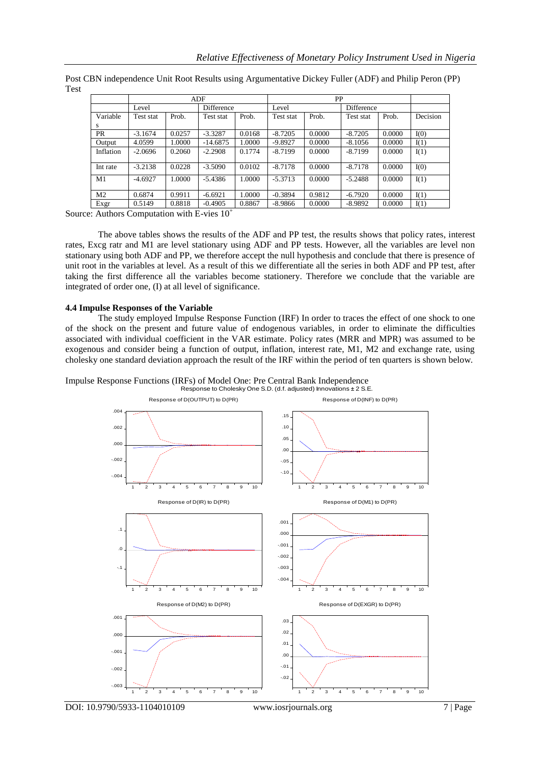Post CBN independence Unit Root Results using Argumentative Dickey Fuller (ADF) and Philip Peron (PP) Test

| | ADF | | | | PP | | | | |
|---|---|---|---|---|---|---|---|---|---|
| | Level | | Difference | | Level | | Difference | | |
| Variables | Test stat | Prob. | Test stat | Prob. | Test stat | Prob. | Test stat | Prob. | Decision |
| PR | -3.1674 | 0.0257 | -3.3287 | 0.0168 | -8.7205 | 0.0000 | -8.7205 | 0.0000 | I(0) |
| Output | 4.0599 | 1.0000 | -14.6875 | 1.0000 | -9.8927 | 0.0000 | -8.1056 | 0.0000 | I(1) |
| Inflation | -2.0696 | 0.2060 | -2.2908 | 0.1774 | -8.7199 | 0.0000 | -8.7199 | 0.0000 | I(1) |
| Int rate | -3.2138 | 0.0228 | -3.5090 | 0.0102 | -8.7178 | 0.0000 | -8.7178 | 0.0000 | I(0) |
| M1 | -4.6927 | 1.0000 | -5.4386 | 1.0000 | -5.3713 | 0.0000 | -5.2488 | 0.0000 | I(1) |
| M2 | 0.6874 | 0.9911 | -6.6921 | 1.0000 | -0.3894 | 0.9812 | -6.7920 | 0.0000 | I(1) |
| Exgr | 0.5149 | 0.8818 | -0.4905 | 0.8867 | -8.9866 | 0.0000 | -8.9892 | 0.0000 | I(1) |

Source: Authors Computation with E-vies 10+

The above tables shows the results of the ADF and PP test, the results shows that policy rates, interest rates, Excg ratr and M1 are level stationary using ADF and PP tests. However, all the variables are level non stationary using both ADF and PP, we therefore accept the null hypothesis and conclude that there is presence of unit root in the variables at level. As a result of this we differentiate all the series in both ADF and PP test, after taking the first difference all the variables become stationery. Therefore we conclude that the variable are integrated of order one, (I) at all level of significance.

### 4.4 Impulse Responses of the Variable

The study employed Impulse Response Function (IRF) In order to traces the effect of one shock to one of the shock on the present and future value of endogenous variables, in order to eliminate the difficulties associated with individual coefficient in the VAR estimate. Policy rates (MRR and MPR) was assumed to be exogenous and consider being a function of output, inflation, interest rate, M1, M2 and exchange rate, using cholesky one standard deviation approach the result of the IRF within the period of ten quarters is shown below.

Impulse Response Functions (IRFs) of Model One: Pre Central Bank Independence

Response to Cholesky One S.D. (d.f. adjusted) Innovations ± 2 S.E.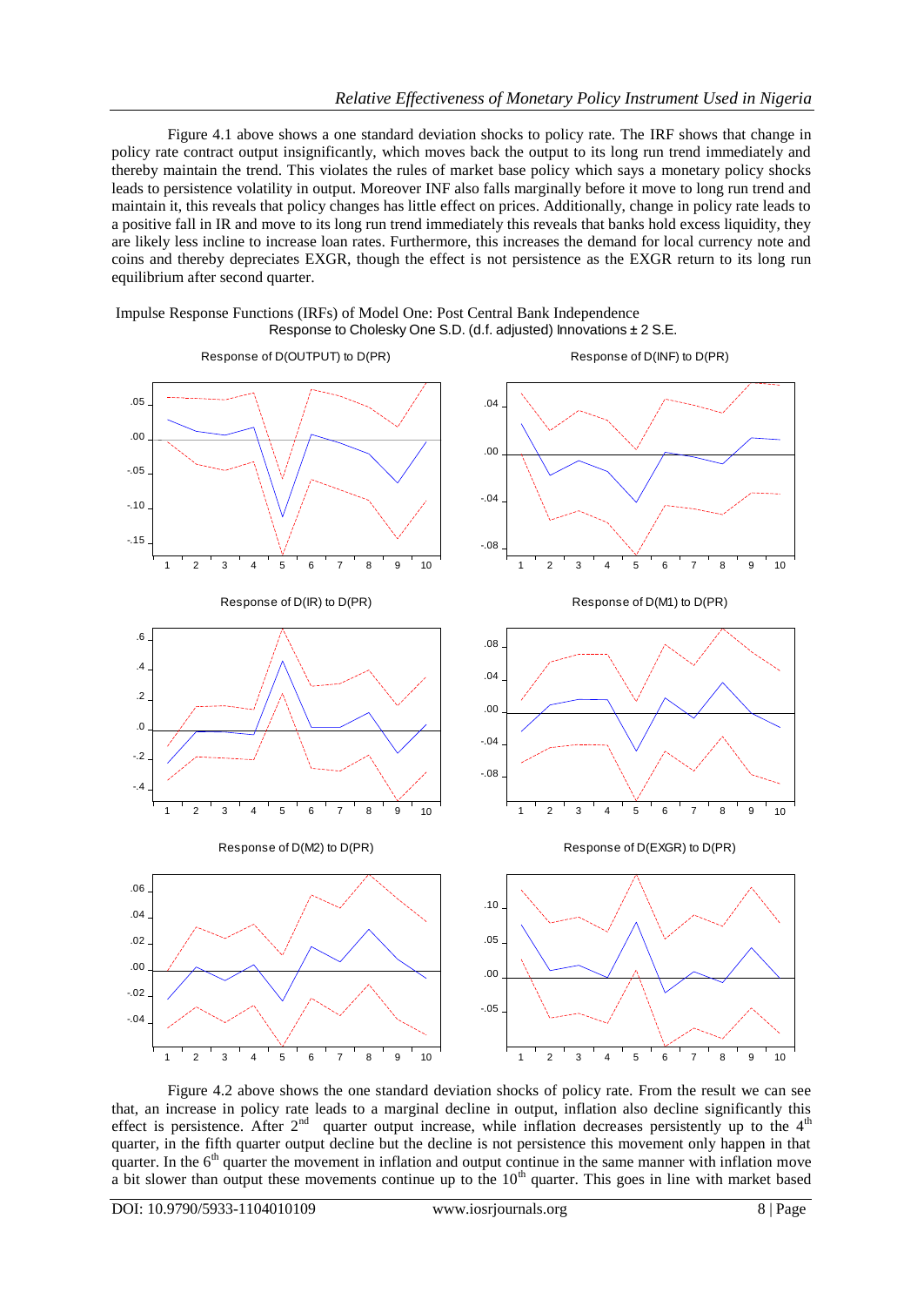Figure 4.1 above shows a one standard deviation shocks to policy rate. The IRF shows that change in policy rate contract output insignificantly, which moves back the output to its long run trend immediately and thereby maintain the trend. This violates the rules of market base policy which says a monetary policy shocks leads to persistence volatility in output. Moreover INF also falls marginally before it move to long run trend and maintain it, this reveals that policy changes has little effect on prices. Additionally, change in policy rate leads to a positive fall in IR and move to its long run trend immediately this reveals that banks hold excess liquidity, they are likely less incline to increase loan rates. Furthermore, this increases the demand for local currency note and coins and thereby depreciates EXGR, though the effect is not persistence as the EXGR return to its long run equilibrium after second quarter.

Impulse Response Functions (IRFs) of Model One: Post Central Bank Independence

Response to Cholesky One S.D. (d.f. adjusted) Innovations ± 2 S.E.

Response of D(OUTPUT) to D(PR)

Response of D(INF) to D(PR)

Response of D(IR) to D(PR)

Response of D(M1) to D(PR)

Response of D(M2) to D(PR)

Response of D(EXGR) to D(PR)

Figure 4.2 above shows the one standard deviation shocks of policy rate. From the result we can see that, an increase in policy rate leads to a marginal decline in output, inflation also decline significantly this effect is persistence. After 2nd quarter output increase, while inflation decreases persistently up to the 4th quarter, in the fifth quarter output decline but the decline is not persistence this movement only happen in that quarter. In the 6th quarter the movement in inflation and output continue in the same manner with inflation move a bit slower than output these movements continue up to the 10th quarter. This goes in line with market based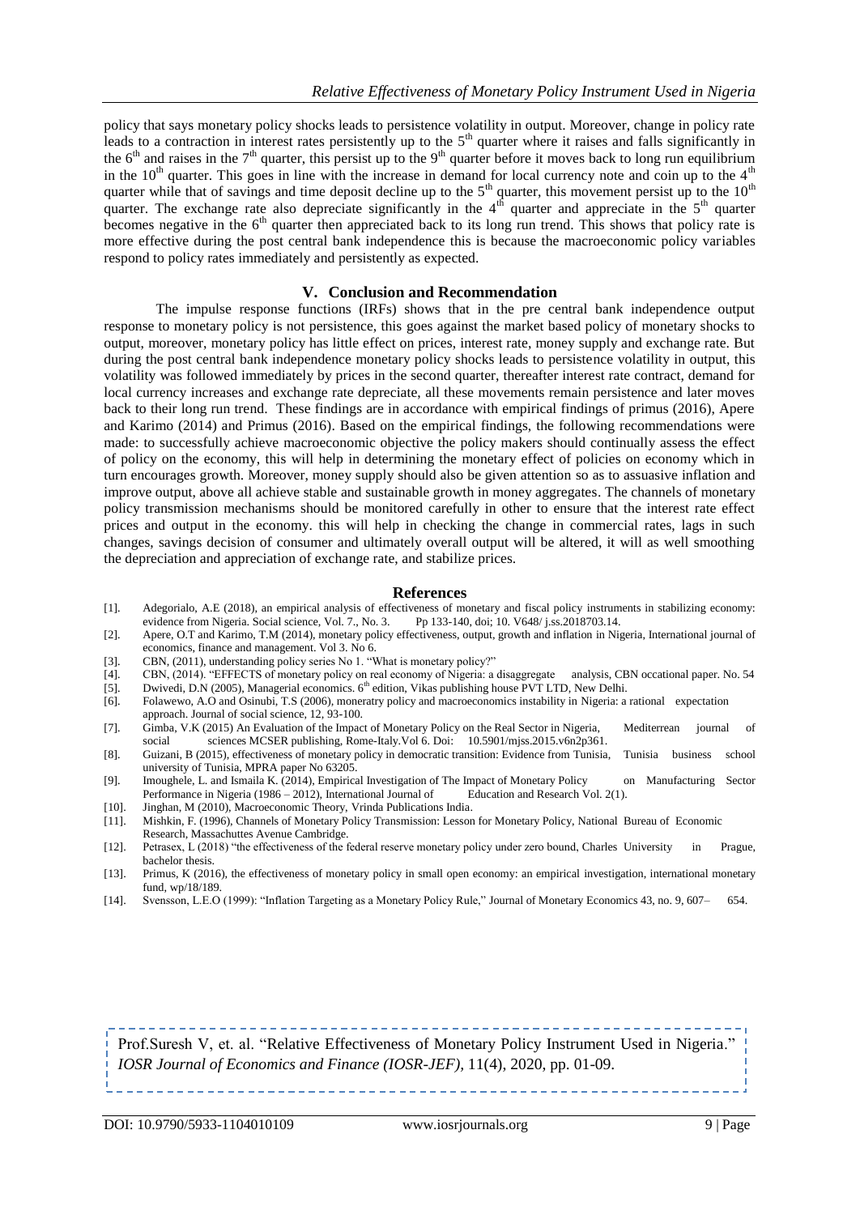policy that says monetary policy shocks leads to persistence volatility in output. Moreover, change in policy rate leads to a contraction in interest rates persistently up to the 5th quarter where it raises and falls significantly in the 6th and raises in the 7th quarter, this persist up to the 9th quarter before it moves back to long run equilibrium in the 10th quarter. This goes in line with the increase in demand for local currency note and coin up to the 4th quarter while that of savings and time deposit decline up to the 5th quarter, this movement persist up to the 10th quarter. The exchange rate also depreciate significantly in the 4th quarter and appreciate in the 5th quarter becomes negative in the 6th quarter then appreciated back to its long run trend. This shows that policy rate is more effective during the post central bank independence this is because the macroeconomic policy variables respond to policy rates immediately and persistently as expected.

## V. Conclusion and Recommendation

The impulse response functions (IRFs) shows that in the pre central bank independence output response to monetary policy is not persistence, this goes against the market based policy of monetary shocks to output, moreover, monetary policy has little effect on prices, interest rate, money supply and exchange rate. But during the post central bank independence monetary policy shocks leads to persistence volatility in output, this volatility was followed immediately by prices in the second quarter, thereafter interest rate contract, demand for local currency increases and exchange rate depreciate, all these movements remain persistence and later moves back to their long run trend. These findings are in accordance with empirical findings of primus (2016), Apere and Karimo (2014) and Primus (2016). Based on the empirical findings, the following recommendations were made: to successfully achieve macroeconomic objective the policy makers should continually assess the effect of policy on the economy, this will help in determining the monetary effect of policies on economy which in turn encourages growth. Moreover, money supply should also be given attention so as to assuasive inflation and improve output, above all achieve stable and sustainable growth in money aggregates. The channels of monetary policy transmission mechanisms should be monitored carefully in other to ensure that the interest rate effect prices and output in the economy. this will help in checking the change in commercial rates, lags in such changes, savings decision of consumer and ultimately overall output will be altered, it will as well smoothing the depreciation and appreciation of exchange rate, and stabilize prices.

## References

[1]. Adegorialo, A.E (2018), an empirical analysis of effectiveness of monetary and fiscal policy instruments in stabilizing economy: evidence from Nigeria. Social science, Vol. 7., No. 3. Pp 133-140, doi; 10. V648/ j.ss.2018703.14.

[2]. Apere, O.T and Karimo, T.M (2014), monetary policy effectiveness, output, growth and inflation in Nigeria, International journal of economics, finance and management. Vol 3. No 6.

[3]. CBN, (2011), understanding policy series No 1. "What is monetary policy?"

[4]. CBN, (2014). "EFFECTS of monetary policy on real economy of Nigeria: a disaggregate analysis, CBN occational paper. No. 54

[5]. Dwivedi, D.N (2005), Managerial economics. 6th edition, Vikas publishing house PVT LTD, New Delhi.

[6]. Folawewo, A.O and Osinubi, T.S (2006), moneratry policy and macroeconomics instability in Nigeria: a rational expectation approach. Journal of social science, 12, 93-100.

[7]. Gimba, V.K (2015) An Evaluation of the Impact of Monetary Policy on the Real Sector in Nigeria, Mediterrean journal of social sciences MCSER publishing, Rome-Italy.Vol 6. Doi: 10.5901/mjss.2015.v6n2p361.

[8]. Guizani, B (2015), effectiveness of monetary policy in democratic transition: Evidence from Tunisia, Tunisia business school university of Tunisia, MPRA paper No 63205.

[9]. Imoughele, L. and Ismaila K. (2014), Empirical Investigation of The Impact of Monetary Policy on Manufacturing Sector Performance in Nigeria (1986 – 2012), International Journal of Education and Research Vol. 2(1).

[10]. Jinghan, M (2010), Macroeconomic Theory, Vrinda Publications India.

[11]. Mishkin, F. (1996), Channels of Monetary Policy Transmission: Lesson for Monetary Policy, National Bureau of Economic Research, Massachuttes Avenue Cambridge.

[12]. Petrasex, L (2018) "the effectiveness of the federal reserve monetary policy under zero bound, Charles University in Prague, bachelor thesis.

[13]. Primus, K (2016), the effectiveness of monetary policy in small open economy: an empirical investigation, international monetary fund, wp/18/189.

[14]. Svensson, L.E.O (1999): "Inflation Targeting as a Monetary Policy Rule," Journal of Monetary Economics 43, no. 9, 607– 654.

Prof.Suresh V, et. al. "Relative Effectiveness of Monetary Policy Instrument Used in Nigeria." *IOSR Journal of Economics and Finance (IOSR-JEF)*, 11(4), 2020, pp. 01-09.